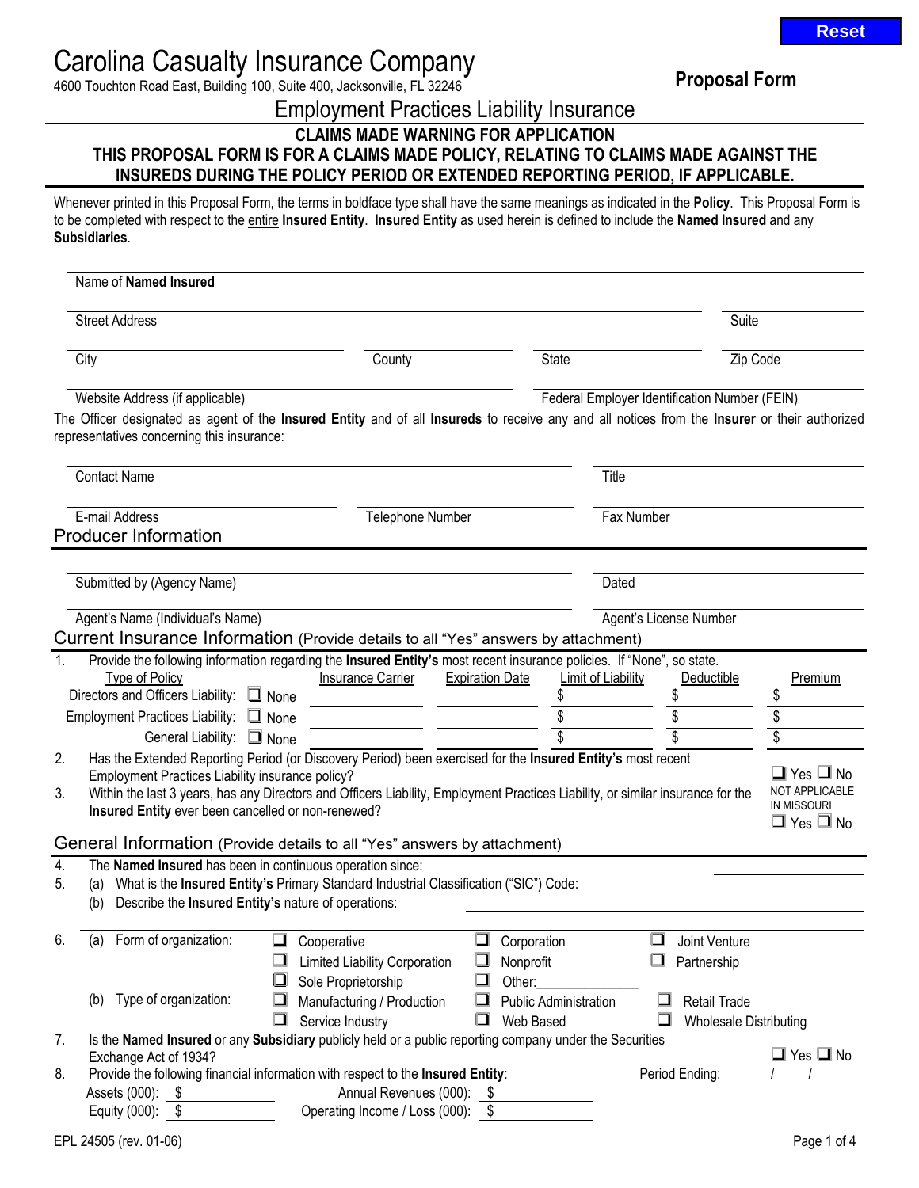# Carolina Casualty Insurance Company

4600 Touchton Road East, Building 100, Suite 400, Jacksonville, FL 32246

**Proposal Form**

## Employment Practices Liability Insurance

**CLAIMS MADE WARNING FOR APPLICATION**
**THIS PROPOSAL FORM IS FOR A CLAIMS MADE POLICY, RELATING TO CLAIMS MADE AGAINST THE INSUREDS DURING THE POLICY PERIOD OR EXTENDED REPORTING PERIOD, IF APPLICABLE.**

Whenever printed in this Proposal Form, the terms in boldface type shall have the same meanings as indicated in the **Policy**. This Proposal Form is to be completed with respect to the entire **Insured Entity**. **Insured Entity** as used herein is defined to include the **Named Insured** and any **Subsidiaries**.

Name of **Named Insured** ______________________________

Street Address ______________________________ Suite __________

City __________ County __________ State __________ Zip Code __________

Website Address (if applicable) __________ Federal Employer Identification Number (FEIN) __________

The Officer designated as agent of the **Insured Entity** and of all **Insureds** to receive any and all notices from the **Insurer** or their authorized representatives concerning this insurance:

Contact Name ______________________________ Title __________

E-mail Address __________ Telephone Number __________ Fax Number __________

## Producer Information

Submitted by (Agency Name) ______________________________ Dated __________

Agent's Name (Individual's Name) ______________________________ Agent's License Number __________

## Current Insurance Information (Provide details to all "Yes" answers by attachment)

1. Provide the following information regarding the **Insured Entity's** most recent insurance policies. If "None", so state.

| Type of Policy | | Insurance Carrier | Expiration Date | Limit of Liability | Deductible | Premium |
|---|---|---|---|---|---|---|
| Directors and Officers Liability: | ☐ None | | | $ | $ | $ |
| Employment Practices Liability: | ☐ None | | | $ | $ | $ |
| General Liability: | ☐ None | | | $ | $ | $ |

2. Has the Extended Reporting Period (or Discovery Period) been exercised for the **Insured Entity's** most recent Employment Practices Liability insurance policy? ☐ Yes ☐ No

3. Within the last 3 years, has any Directors and Officers Liability, Employment Practices Liability, or similar insurance for the **Insured Entity** ever been cancelled or non-renewed? NOT APPLICABLE IN MISSOURI ☐ Yes ☐ No

## General Information (Provide details to all "Yes" answers by attachment)

4. The **Named Insured** has been in continuous operation since: __________

5. (a) What is the **Insured Entity's** Primary Standard Industrial Classification ("SIC") Code: __________
   (b) Describe the **Insured Entity's** nature of operations: __________

6. (a) Form of organization:
   ☐ Cooperative ☐ Corporation ☐ Joint Venture
   ☐ Limited Liability Corporation ☐ Nonprofit ☐ Partnership
   ☐ Sole Proprietorship ☐ Other:__________
   (b) Type of organization:
   ☐ Manufacturing / Production ☐ Public Administration ☐ Retail Trade
   ☐ Service Industry ☐ Web Based ☐ Wholesale Distributing

7. Is the **Named Insured** or any **Subsidiary** publicly held or a public reporting company under the Securities Exchange Act of 1934? ☐ Yes ☐ No

8. Provide the following financial information with respect to the **Insured Entity**: Period Ending: ___ / ___ / ___
   Assets (000): $ __________ Annual Revenues (000): $ __________
   Equity (000): $ __________ Operating Income / Loss (000): $ __________

EPL 24505 (rev. 01-06)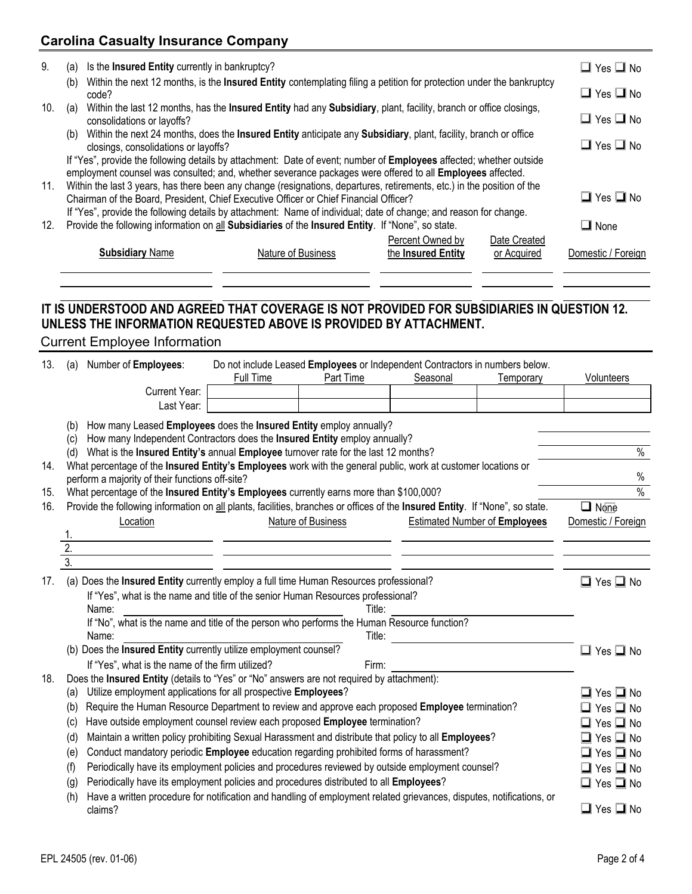## Carolina Casualty Insurance Company

9. (a) Is the **Insured Entity** currently in bankruptcy? ☐ Yes ☐ No

   (b) Within the next 12 months, is the **Insured Entity** contemplating filing a petition for protection under the bankruptcy code? ☐ Yes ☐ No

10. (a) Within the last 12 months, has the **Insured Entity** had any **Subsidiary**, plant, facility, branch or office closings, consolidations or layoffs? ☐ Yes ☐ No

    (b) Within the next 24 months, does the **Insured Entity** anticipate any **Subsidiary**, plant, facility, branch or office closings, consolidations or layoffs? ☐ Yes ☐ No

    If "Yes", provide the following details by attachment: Date of event; number of **Employees** affected; whether outside employment counsel was consulted; and, whether severance packages were offered to all **Employees** affected.

11. Within the last 3 years, has there been any change (resignations, departures, retirements, etc.) in the position of the Chairman of the Board, President, Chief Executive Officer or Chief Financial Officer? ☐ Yes ☐ No

    If "Yes", provide the following details by attachment: Name of individual; date of change; and reason for change.

12. Provide the following information on all **Subsidiaries** of the **Insured Entity**. If "None", so state. ☐ None

| **Subsidiary** Name | Nature of Business | Percent Owned by the **Insured Entity** | Date Created or Acquired | Domestic / Foreign |
|---|---|---|---|---|
| | | | | |
| | | | | |

**IT IS UNDERSTOOD AND AGREED THAT COVERAGE IS NOT PROVIDED FOR SUBSIDIARIES IN QUESTION 12. UNLESS THE INFORMATION REQUESTED ABOVE IS PROVIDED BY ATTACHMENT.**

## Current Employee Information

13. (a) Number of **Employees**: Do not include Leased **Employees** or Independent Contractors in numbers below.

| | Full Time | Part Time | Seasonal | Temporary | Volunteers |
|---|---|---|---|---|---|
| Current Year: | | | | | |
| Last Year: | | | | | |

   (b) How many Leased **Employees** does the **Insured Entity** employ annually? ______

   (c) How many Independent Contractors does the **Insured Entity** employ annually? ______

   (d) What is the **Insured Entity's** annual **Employee** turnover rate for the last 12 months? ______ %

14. What percentage of the **Insured Entity's Employees** work with the general public, work at customer locations or perform a majority of their functions off-site? ______ %

15. What percentage of the **Insured Entity's Employees** currently earns more than $100,000? ______ %

16. Provide the following information on all plants, facilities, branches or offices of the **Insured Entity**. If "None", so state. ☐ None

| Location | Nature of Business | Estimated Number of **Employees** | Domestic / Foreign |
|---|---|---|---|
| 1. | | | |
| 2. | | | |
| 3. | | | |

17. (a) Does the **Insured Entity** currently employ a full time Human Resources professional? ☐ Yes ☐ No

    If "Yes", what is the name and title of the senior Human Resources professional?

    Name: ______ Title: ______

    If "No", what is the name and title of the person who performs the Human Resource function?

    Name: ______ Title: ______

    (b) Does the **Insured Entity** currently utilize employment counsel? ☐ Yes ☐ No

    If "Yes", what is the name of the firm utilized? Firm: ______

18. Does the **Insured Entity** (details to "Yes" or "No" answers are not required by attachment):

    (a) Utilize employment applications for all prospective **Employees**? ☐ Yes ☐ No

    (b) Require the Human Resource Department to review and approve each proposed **Employee** termination? ☐ Yes ☐ No

    (c) Have outside employment counsel review each proposed **Employee** termination? ☐ Yes ☐ No

    (d) Maintain a written policy prohibiting Sexual Harassment and distribute that policy to all **Employees**? ☐ Yes ☐ No

    (e) Conduct mandatory periodic **Employee** education regarding prohibited forms of harassment? ☐ Yes ☐ No

    (f) Periodically have its employment policies and procedures reviewed by outside employment counsel? ☐ Yes ☐ No

    (g) Periodically have its employment policies and procedures distributed to all **Employees**? ☐ Yes ☐ No

    (h) Have a written procedure for notification and handling of employment related grievances, disputes, notifications, or claims? ☐ Yes ☐ No

EPL 24505 (rev. 01-06)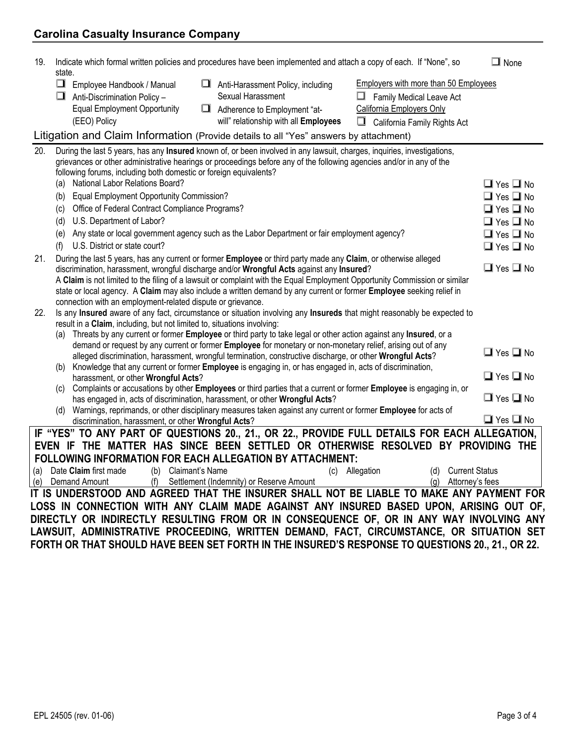## Carolina Casualty Insurance Company

19. Indicate which formal written policies and procedures have been implemented and attach a copy of each. If "None", so state. ☐ None

    ☐ Employee Handbook / Manual
    ☐ Anti-Discrimination Policy – Equal Employment Opportunity (EEO) Policy
    ☐ Anti-Harassment Policy, including Sexual Harassment
    ☐ Adherence to Employment "at-will" relationship with all **Employees**

    Employers with more than 50 Employees
    ☐ Family Medical Leave Act

    California Employers Only
    ☐ California Family Rights Act

## Litigation and Claim Information (Provide details to all "Yes" answers by attachment)

20. During the last 5 years, has any **Insured** known of, or been involved in any lawsuit, charges, inquiries, investigations, grievances or other administrative hearings or proceedings before any of the following agencies and/or in any of the following forums, including both domestic or foreign equivalents?
    (a) National Labor Relations Board? ☐ Yes ☐ No
    (b) Equal Employment Opportunity Commission? ☐ Yes ☐ No
    (c) Office of Federal Contract Compliance Programs? ☐ Yes ☐ No
    (d) U.S. Department of Labor? ☐ Yes ☐ No
    (e) Any state or local government agency such as the Labor Department or fair employment agency? ☐ Yes ☐ No
    (f) U.S. District or state court? ☐ Yes ☐ No

21. During the last 5 years, has any current or former **Employee** or third party made any **Claim**, or otherwise alleged discrimination, harassment, wrongful discharge and/or **Wrongful Acts** against any **Insured**? ☐ Yes ☐ No
    A **Claim** is not limited to the filing of a lawsuit or complaint with the Equal Employment Opportunity Commission or similar state or local agency. A **Claim** may also include a written demand by any current or former **Employee** seeking relief in connection with an employment-related dispute or grievance.

22. Is any **Insured** aware of any fact, circumstance or situation involving any **Insureds** that might reasonably be expected to result in a **Claim**, including, but not limited to, situations involving:
    (a) Threats by any current or former **Employee** or third party to take legal or other action against any **Insured**, or a demand or request by any current or former **Employee** for monetary or non-monetary relief, arising out of any alleged discrimination, harassment, wrongful termination, constructive discharge, or other **Wrongful Acts**? ☐ Yes ☐ No
    (b) Knowledge that any current or former **Employee** is engaging in, or has engaged in, acts of discrimination, harassment, or other **Wrongful Acts**? ☐ Yes ☐ No
    (c) Complaints or accusations by other **Employees** or third parties that a current or former **Employee** is engaging in, or has engaged in, acts of discrimination, harassment, or other **Wrongful Acts**? ☐ Yes ☐ No
    (d) Warnings, reprimands, or other disciplinary measures taken against any current or former **Employee** for acts of discrimination, harassment, or other **Wrongful Acts**? ☐ Yes ☐ No

**IF "YES" TO ANY PART OF QUESTIONS 20., 21., OR 22., PROVIDE FULL DETAILS FOR EACH ALLEGATION, EVEN IF THE MATTER HAS SINCE BEEN SETTLED OR OTHERWISE RESOLVED BY PROVIDING THE FOLLOWING INFORMATION FOR EACH ALLEGATION BY ATTACHMENT:**

(a) Date **Claim** first made (b) Claimant's Name (c) Allegation (d) Current Status
(e) Demand Amount (f) Settlement (Indemnity) or Reserve Amount (g) Attorney's fees

**IT IS UNDERSTOOD AND AGREED THAT THE INSURER SHALL NOT BE LIABLE TO MAKE ANY PAYMENT FOR LOSS IN CONNECTION WITH ANY CLAIM MADE AGAINST ANY INSURED BASED UPON, ARISING OUT OF, DIRECTLY OR INDIRECTLY RESULTING FROM OR IN CONSEQUENCE OF, OR IN ANY WAY INVOLVING ANY LAWSUIT, ADMINISTRATIVE PROCEEDING, WRITTEN DEMAND, FACT, CIRCUMSTANCE, OR SITUATION SET FORTH OR THAT SHOULD HAVE BEEN SET FORTH IN THE INSURED'S RESPONSE TO QUESTIONS 20., 21., OR 22.**

EPL 24505 (rev. 01-06)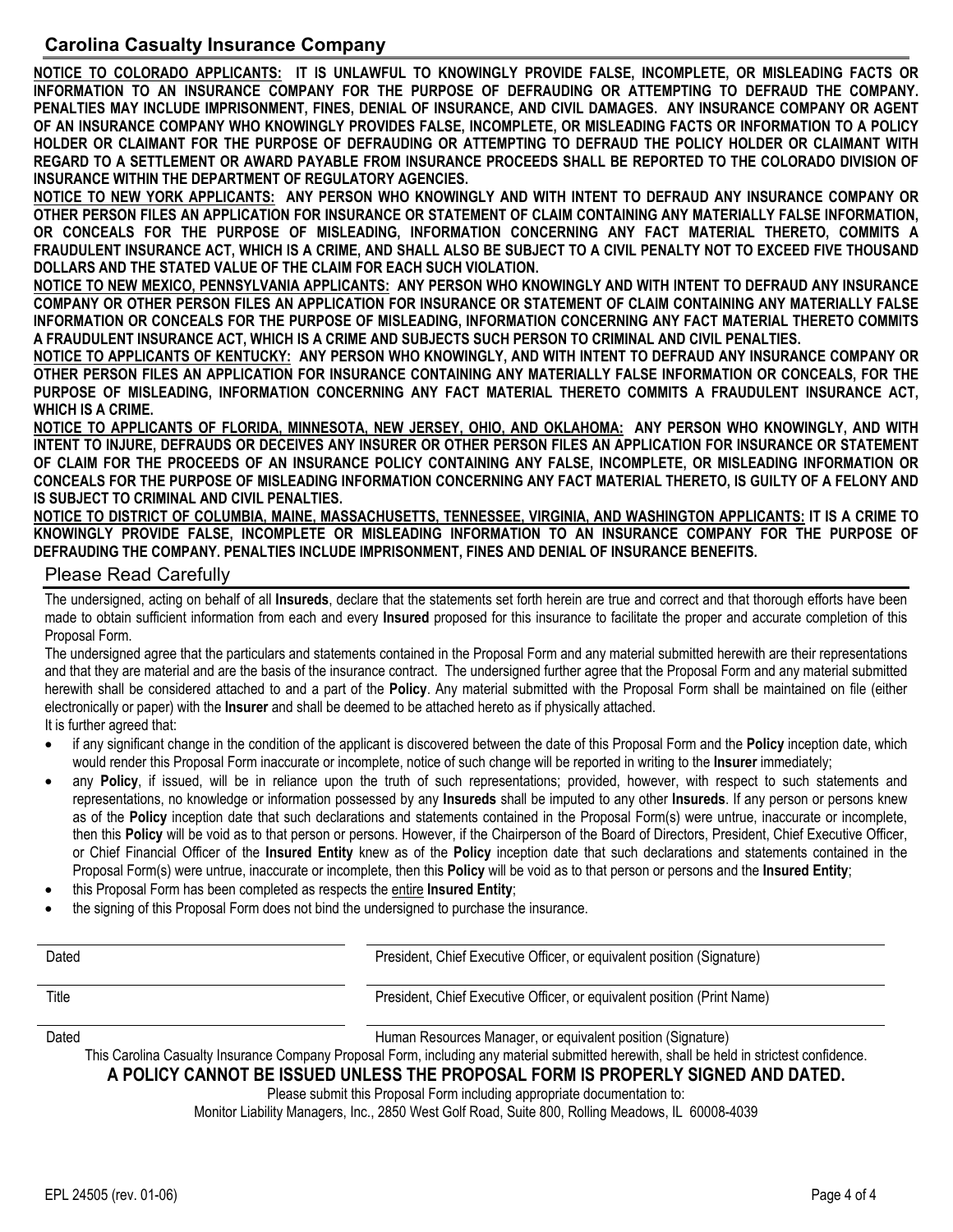## Carolina Casualty Insurance Company

**NOTICE TO COLORADO APPLICANTS: IT IS UNLAWFUL TO KNOWINGLY PROVIDE FALSE, INCOMPLETE, OR MISLEADING FACTS OR INFORMATION TO AN INSURANCE COMPANY FOR THE PURPOSE OF DEFRAUDING OR ATTEMPTING TO DEFRAUD THE COMPANY. PENALTIES MAY INCLUDE IMPRISONMENT, FINES, DENIAL OF INSURANCE, AND CIVIL DAMAGES. ANY INSURANCE COMPANY OR AGENT OF AN INSURANCE COMPANY WHO KNOWINGLY PROVIDES FALSE, INCOMPLETE, OR MISLEADING FACTS OR INFORMATION TO A POLICY HOLDER OR CLAIMANT FOR THE PURPOSE OF DEFRAUDING OR ATTEMPTING TO DEFRAUD THE POLICY HOLDER OR CLAIMANT WITH REGARD TO A SETTLEMENT OR AWARD PAYABLE FROM INSURANCE PROCEEDS SHALL BE REPORTED TO THE COLORADO DIVISION OF INSURANCE WITHIN THE DEPARTMENT OF REGULATORY AGENCIES.**

**NOTICE TO NEW YORK APPLICANTS: ANY PERSON WHO KNOWINGLY AND WITH INTENT TO DEFRAUD ANY INSURANCE COMPANY OR OTHER PERSON FILES AN APPLICATION FOR INSURANCE OR STATEMENT OF CLAIM CONTAINING ANY MATERIALLY FALSE INFORMATION, OR CONCEALS FOR THE PURPOSE OF MISLEADING, INFORMATION CONCERNING ANY FACT MATERIAL THERETO, COMMITS A FRAUDULENT INSURANCE ACT, WHICH IS A CRIME, AND SHALL ALSO BE SUBJECT TO A CIVIL PENALTY NOT TO EXCEED FIVE THOUSAND DOLLARS AND THE STATED VALUE OF THE CLAIM FOR EACH SUCH VIOLATION.**

**NOTICE TO NEW MEXICO, PENNSYLVANIA APPLICANTS: ANY PERSON WHO KNOWINGLY AND WITH INTENT TO DEFRAUD ANY INSURANCE COMPANY OR OTHER PERSON FILES AN APPLICATION FOR INSURANCE OR STATEMENT OF CLAIM CONTAINING ANY MATERIALLY FALSE INFORMATION OR CONCEALS FOR THE PURPOSE OF MISLEADING, INFORMATION CONCERNING ANY FACT MATERIAL THERETO COMMITS A FRAUDULENT INSURANCE ACT, WHICH IS A CRIME AND SUBJECTS SUCH PERSON TO CRIMINAL AND CIVIL PENALTIES.**

**NOTICE TO APPLICANTS OF KENTUCKY: ANY PERSON WHO KNOWINGLY, AND WITH INTENT TO DEFRAUD ANY INSURANCE COMPANY OR OTHER PERSON FILES AN APPLICATION FOR INSURANCE CONTAINING ANY MATERIALLY FALSE INFORMATION OR CONCEALS, FOR THE PURPOSE OF MISLEADING, INFORMATION CONCERNING ANY FACT MATERIAL THERETO COMMITS A FRAUDULENT INSURANCE ACT, WHICH IS A CRIME.**

**NOTICE TO APPLICANTS OF FLORIDA, MINNESOTA, NEW JERSEY, OHIO, AND OKLAHOMA: ANY PERSON WHO KNOWINGLY, AND WITH INTENT TO INJURE, DEFRAUDS OR DECEIVES ANY INSURER OR OTHER PERSON FILES AN APPLICATION FOR INSURANCE OR STATEMENT OF CLAIM FOR THE PROCEEDS OF AN INSURANCE POLICY CONTAINING ANY FALSE, INCOMPLETE, OR MISLEADING INFORMATION OR CONCEALS FOR THE PURPOSE OF MISLEADING INFORMATION CONCERNING ANY FACT MATERIAL THERETO, IS GUILTY OF A FELONY AND IS SUBJECT TO CRIMINAL AND CIVIL PENALTIES.**

**NOTICE TO DISTRICT OF COLUMBIA, MAINE, MASSACHUSETTS, TENNESSEE, VIRGINIA, AND WASHINGTON APPLICANTS: IT IS A CRIME TO KNOWINGLY PROVIDE FALSE, INCOMPLETE OR MISLEADING INFORMATION TO AN INSURANCE COMPANY FOR THE PURPOSE OF DEFRAUDING THE COMPANY. PENALTIES INCLUDE IMPRISONMENT, FINES AND DENIAL OF INSURANCE BENEFITS.**

### Please Read Carefully

The undersigned, acting on behalf of all **Insureds**, declare that the statements set forth herein are true and correct and that thorough efforts have been made to obtain sufficient information from each and every **Insured** proposed for this insurance to facilitate the proper and accurate completion of this Proposal Form.

The undersigned agree that the particulars and statements contained in the Proposal Form and any material submitted herewith are their representations and that they are material and are the basis of the insurance contract. The undersigned further agree that the Proposal Form and any material submitted herewith shall be considered attached to and a part of the **Policy**. Any material submitted with the Proposal Form shall be maintained on file (either electronically or paper) with the **Insurer** and shall be deemed to be attached hereto as if physically attached.

It is further agreed that:

- if any significant change in the condition of the applicant is discovered between the date of this Proposal Form and the **Policy** inception date, which would render this Proposal Form inaccurate or incomplete, notice of such change will be reported in writing to the **Insurer** immediately;
- any **Policy**, if issued, will be in reliance upon the truth of such representations; provided, however, with respect to such statements and representations, no knowledge or information possessed by any **Insureds** shall be imputed to any other **Insureds**. If any person or persons knew as of the **Policy** inception date that such declarations and statements contained in the Proposal Form(s) were untrue, inaccurate or incomplete, then this **Policy** will be void as to that person or persons. However, if the Chairperson of the Board of Directors, President, Chief Executive Officer, or Chief Financial Officer of the **Insured Entity** knew as of the **Policy** inception date that such declarations and statements contained in the Proposal Form(s) were untrue, inaccurate or incomplete, then this **Policy** will be void as to that person or persons and the **Insured Entity**;
- this Proposal Form has been completed as respects the <u>entire</u> **Insured Entity**;
- the signing of this Proposal Form does not bind the undersigned to purchase the insurance.

| | |
|---|---|
| Dated | President, Chief Executive Officer, or equivalent position (Signature) |
| Title | President, Chief Executive Officer, or equivalent position (Print Name) |
| Dated | Human Resources Manager, or equivalent position (Signature) |

This Carolina Casualty Insurance Company Proposal Form, including any material submitted herewith, shall be held in strictest confidence.

**A POLICY CANNOT BE ISSUED UNLESS THE PROPOSAL FORM IS PROPERLY SIGNED AND DATED.**

Please submit this Proposal Form including appropriate documentation to:

Monitor Liability Managers, Inc., 2850 West Golf Road, Suite 800, Rolling Meadows, IL 60008-4039

EPL 24505 (rev. 01-06)